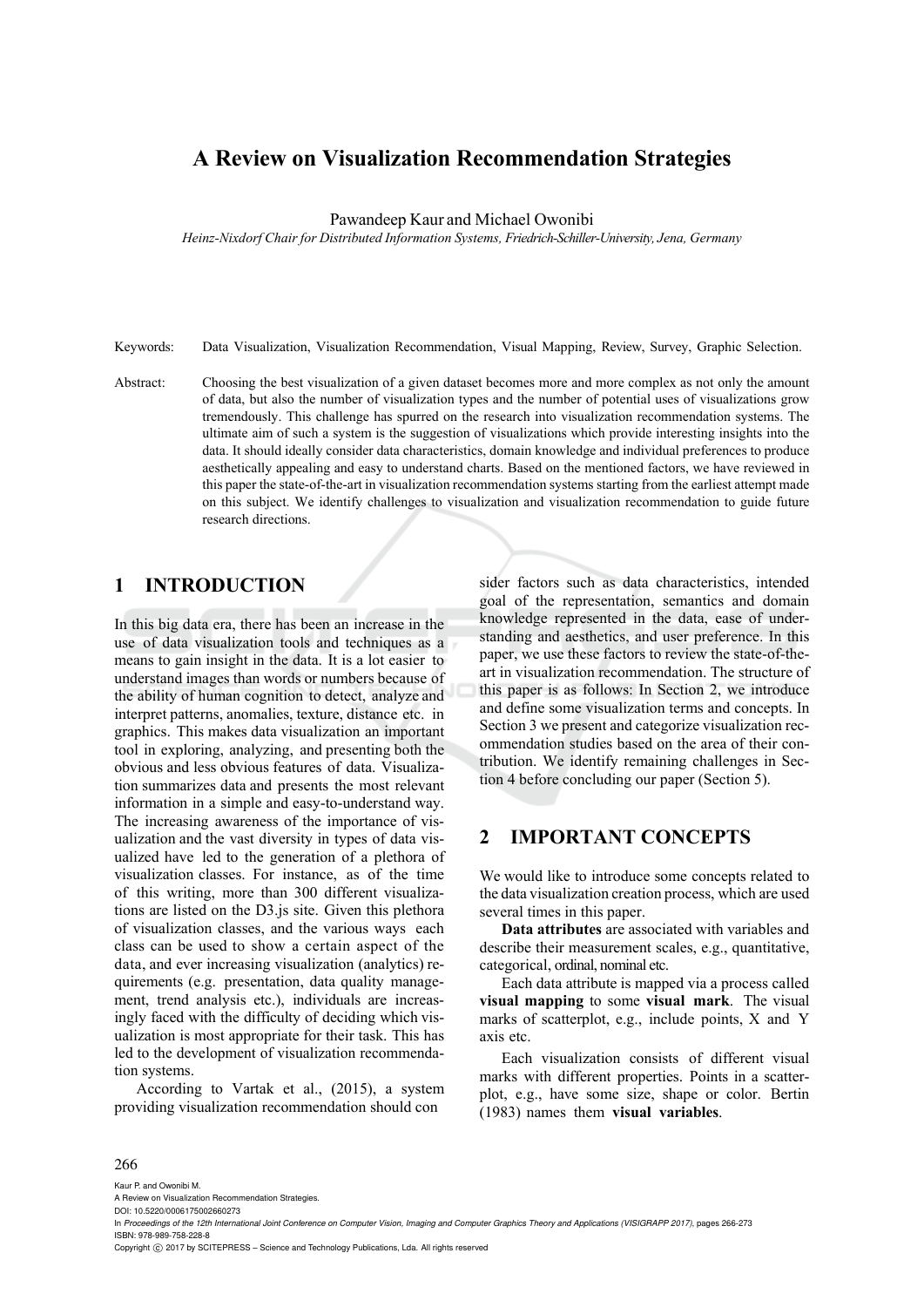# A Review on Visualization Recommendation Strategies

Pawandeep Kaur and Michael Owonibi

*Heinz-Nixdorf Chair for Distributed Information Systems, Friedrich-Schiller-University, Jena, Germany*

Keywords: Data Visualization, Visualization Recommendation, Visual Mapping, Review, Survey, Graphic Selection.

Abstract: Choosing the best visualization of a given dataset becomes more and more complex as not only the amount of data, but also the number of visualization types and the number of potential uses of visualizations grow tremendously. This challenge has spurred on the research into visualization recommendation systems. The ultimate aim of such a system is the suggestion of visualizations which provide interesting insights into the data. It should ideally consider data characteristics, domain knowledge and individual preferences to produce aesthetically appealing and easy to understand charts. Based on the mentioned factors, we have reviewed in this paper the state-of-the-art in visualization recommendation systems starting from the earliest attempt made on this subject. We identify challenges to visualization and visualization recommendation to guide future research directions.

## 1 INTRODUCTION

In this big data era, there has been an increase in the use of data visualization tools and techniques as a means to gain insight in the data. It is a lot easier to understand images than words or numbers because of the ability of human cognition to detect, analyze and interpret patterns, anomalies, texture, distance etc. in graphics. This makes data visualization an important tool in exploring, analyzing, and presenting both the obvious and less obvious features of data. Visualization summarizes data and presents the most relevant information in a simple and easy-to-understand way. The increasing awareness of the importance of visualization and the vast diversity in types of data visualized have led to the generation of a plethora of visualization classes. For instance, as of the time of this writing, more than 300 different visualizations are listed on the D3.js site. Given this plethora of visualization classes, and the various ways each class can be used to show a certain aspect of the data, and ever increasing visualization (analytics) requirements (e.g. presentation, data quality management, trend analysis etc.), individuals are increasingly faced with the difficulty of deciding which visualization is most appropriate for their task. This has led to the development of visualization recommendation systems.

According to Vartak et al., (2015), a system providing visualization recommendation should consider factors such as data characteristics, intended goal of the representation, semantics and domain knowledge represented in the data, ease of understanding and aesthetics, and user preference. In this paper, we use these factors to review the state-of-the-art in visualization recommendation. The structure of this paper is as follows: In Section 2, we introduce and define some visualization terms and concepts. In Section 3 we present and categorize visualization recommendation studies based on the area of their contribution. We identify remaining challenges in Section 4 before concluding our paper (Section 5).

## 2 IMPORTANT CONCEPTS

We would like to introduce some concepts related to the data visualization creation process, which are used several times in this paper.

**Data attributes** are associated with variables and describe their measurement scales, e.g., quantitative, categorical, ordinal, nominal etc.

Each data attribute is mapped via a process called **visual mapping** to some **visual mark**. The visual marks of scatterplot, e.g., include points, X and Y axis etc.

Each visualization consists of different visual marks with different properties. Points in a scatterplot, e.g., have some size, shape or color. Bertin (1983) names them **visual variables**.

Kaur P. and Owonibi M.
A Review on Visualization Recommendation Strategies.
DOI: 10.5220/0006175002660273
In *Proceedings of the 12th International Joint Conference on Computer Vision, Imaging and Computer Graphics Theory and Applications (VISIGRAPP 2017)*, pages 266-273
ISBN: 978-989-758-228-8
Copyright © 2017 by SCITEPRESS – Science and Technology Publications, Lda. All rights reserved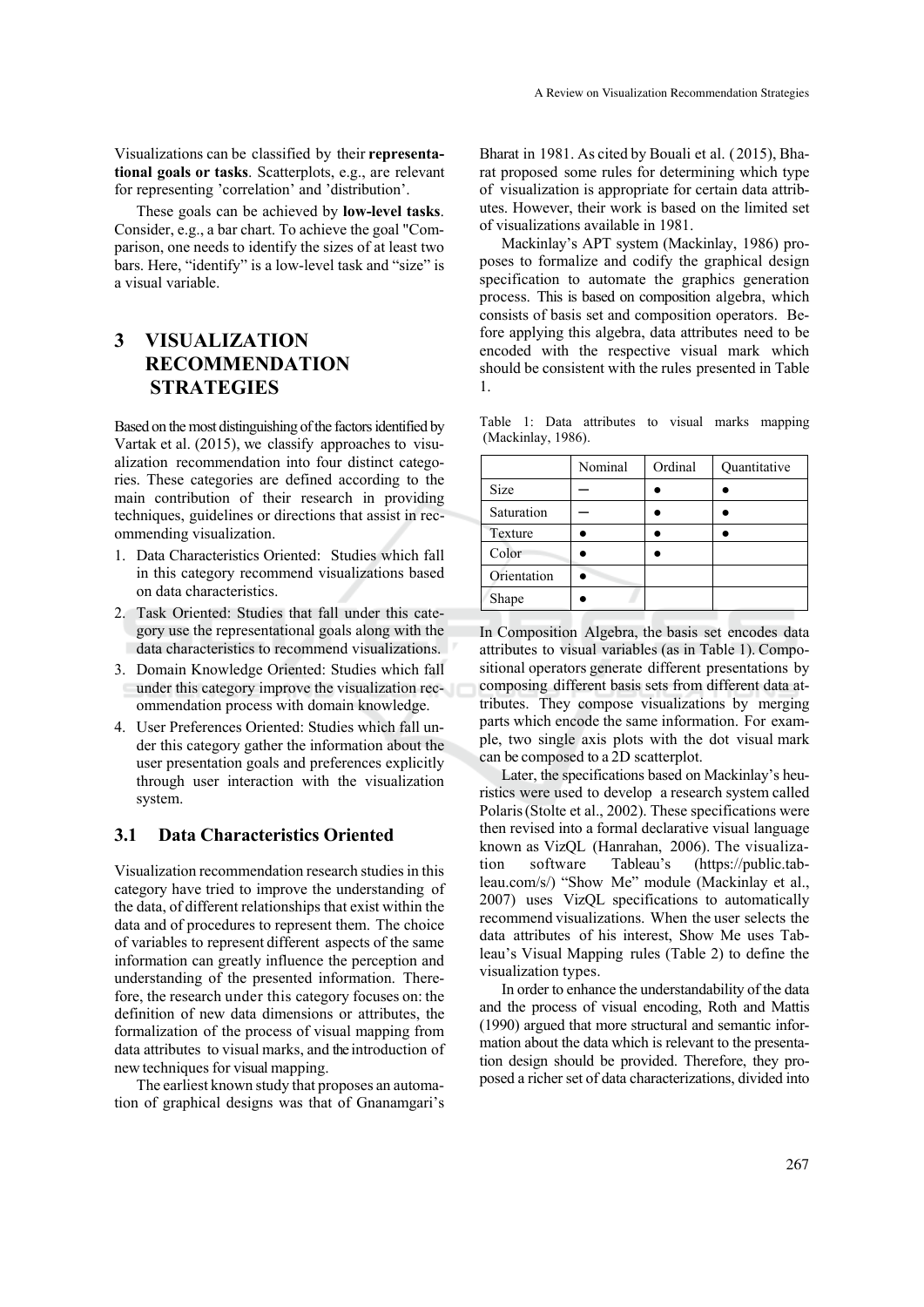Visualizations can be classified by their **representational goals or tasks**. Scatterplots, e.g., are relevant for representing 'correlation' and 'distribution'.

These goals can be achieved by **low-level tasks**. Consider, e.g., a bar chart. To achieve the goal "Comparison, one needs to identify the sizes of at least two bars. Here, "identify" is a low-level task and "size" is a visual variable.

## 3 VISUALIZATION RECOMMENDATION STRATEGIES

Based on the most distinguishing of the factors identified by Vartak et al. (2015), we classify approaches to visualization recommendation into four distinct categories. These categories are defined according to the main contribution of their research in providing techniques, guidelines or directions that assist in recommending visualization.

1. Data Characteristics Oriented: Studies which fall in this category recommend visualizations based on data characteristics.
2. Task Oriented: Studies that fall under this category use the representational goals along with the data characteristics to recommend visualizations.
3. Domain Knowledge Oriented: Studies which fall under this category improve the visualization recommendation process with domain knowledge.
4. User Preferences Oriented: Studies which fall under this category gather the information about the user presentation goals and preferences explicitly through user interaction with the visualization system.

### 3.1 Data Characteristics Oriented

Visualization recommendation research studies in this category have tried to improve the understanding of the data, of different relationships that exist within the data and of procedures to represent them. The choice of variables to represent different aspects of the same information can greatly influence the perception and understanding of the presented information. Therefore, the research under this category focuses on: the definition of new data dimensions or attributes, the formalization of the process of visual mapping from data attributes to visual marks, and the introduction of new techniques for visual mapping.

The earliest known study that proposes an automation of graphical designs was that of Gnanamgari's Bharat in 1981. As cited by Bouali et al. (2015), Bharat proposed some rules for determining which type of visualization is appropriate for certain data attributes. However, their work is based on the limited set of visualizations available in 1981.

Mackinlay's APT system (Mackinlay, 1986) proposes to formalize and codify the graphical design specification to automate the graphics generation process. This is based on composition algebra, which consists of basis set and composition operators. Before applying this algebra, data attributes need to be encoded with the respective visual mark which should be consistent with the rules presented in Table 1.

Table 1: Data attributes to visual marks mapping (Mackinlay, 1986).

| | Nominal | Ordinal | Quantitative |
|---|---|---|---|
| Size | – | ● | ● |
| Saturation | – | ● | ● |
| Texture | ● | ● | ● |
| Color | ● | ● | |
| Orientation | ● | | |
| Shape | ● | | |

In Composition Algebra, the basis set encodes data attributes to visual variables (as in Table 1). Compositional operators generate different presentations by composing different basis sets from different data attributes. They compose visualizations by merging parts which encode the same information. For example, two single axis plots with the dot visual mark can be composed to a 2D scatterplot.

Later, the specifications based on Mackinlay's heuristics were used to develop a research system called Polaris (Stolte et al., 2002). These specifications were then revised into a formal declarative visual language known as VizQL (Hanrahan, 2006). The visualization software Tableau's (https://public.tableau.com/s/) "Show Me" module (Mackinlay et al., 2007) uses VizQL specifications to automatically recommend visualizations. When the user selects the data attributes of his interest, Show Me uses Tableau's Visual Mapping rules (Table 2) to define the visualization types.

In order to enhance the understandability of the data and the process of visual encoding, Roth and Mattis (1990) argued that more structural and semantic information about the data which is relevant to the presentation design should be provided. Therefore, they proposed a richer set of data characterizations, divided into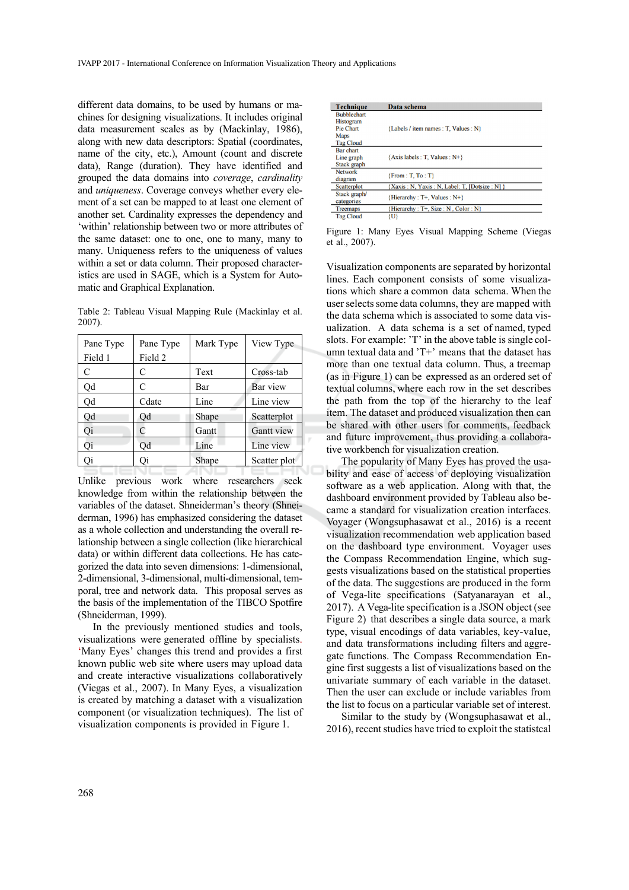different data domains, to be used by humans or machines for designing visualizations. It includes original data measurement scales as by (Mackinlay, 1986), along with new data descriptors: Spatial (coordinates, name of the city, etc.), Amount (count and discrete data), Range (duration). They have identified and grouped the data domains into *coverage*, *cardinality* and *uniqueness*. Coverage conveys whether every element of a set can be mapped to at least one element of another set. Cardinality expresses the dependency and 'within' relationship between two or more attributes of the same dataset: one to one, one to many, many to many. Uniqueness refers to the uniqueness of values within a set or data column. Their proposed characteristics are used in SAGE, which is a System for Automatic and Graphical Explanation.

Table 2: Tableau Visual Mapping Rule (Mackinlay et al. 2007).

| Pane Type Field 1 | Pane Type Field 2 | Mark Type | View Type |
|---|---|---|---|
| C | C | Text | Cross-tab |
| Qd | C | Bar | Bar view |
| Qd | Cdate | Line | Line view |
| Qd | Qd | Shape | Scatterplot |
| Qi | C | Gantt | Gantt view |
| Qi | Qd | Line | Line view |
| Qi | Qi | Shape | Scatter plot |

Unlike previous work where researchers seek knowledge from within the relationship between the variables of the dataset. Shneiderman's theory (Shneiderman, 1996) has emphasized considering the dataset as a whole collection and understanding the overall relationship between a single collection (like hierarchical data) or within different data collections. He has categorized the data into seven dimensions: 1-dimensional, 2-dimensional, 3-dimensional, multi-dimensional, temporal, tree and network data. This proposal serves as the basis of the implementation of the TIBCO Spotfire (Shneiderman, 1999).

In the previously mentioned studies and tools, visualizations were generated offline by specialists. 'Many Eyes' changes this trend and provides a first known public web site where users may upload data and create interactive visualizations collaboratively (Viegas et al., 2007). In Many Eyes, a visualization is created by matching a dataset with a visualization component (or visualization techniques). The list of visualization components is provided in Figure 1.

| Technique | Data schema |
|---|---|
| Bubblechart<br>Histogram<br>Pie Chart<br>Maps<br>Tag Cloud | {Labels / item names : T, Values : N} |
| Bar chart<br>Line graph<br>Stack graph | {Axis labels : T, Values : N+} |
| Network diagram | {From : T, To : T} |
| Scatterplot | {Xaxis : N, Yaxis : N, Label: T, [Dotsize : N] } |
| Stack graph/ categories | {Hierarchy : T+, Values : N+} |
| Treemaps | {Hierarchy : T+, Size : N , Color : N} |
| Tag Cloud | {U} |

Figure 1: Many Eyes Visual Mapping Scheme (Viegas et al., 2007).

Visualization components are separated by horizontal lines. Each component consists of some visualizations which share a common data schema. When the user selects some data columns, they are mapped with the data schema which is associated to some data visualization. A data schema is a set of named, typed slots. For example: 'T' in the above table is single column textual data and 'T+' means that the dataset has more than one textual data column. Thus, a treemap (as in Figure 1) can be expressed as an ordered set of textual columns, where each row in the set describes the path from the top of the hierarchy to the leaf item. The dataset and produced visualization then can be shared with other users for comments, feedback and future improvement, thus providing a collaborative workbench for visualization creation.

The popularity of Many Eyes has proved the usability and ease of access of deploying visualization software as a web application. Along with that, the dashboard environment provided by Tableau also became a standard for visualization creation interfaces. Voyager (Wongsuphasawat et al., 2016) is a recent visualization recommendation web application based on the dashboard type environment. Voyager uses the Compass Recommendation Engine, which suggests visualizations based on the statistical properties of the data. The suggestions are produced in the form of Vega-lite specifications (Satyanarayan et al., 2017). A Vega-lite specification is a JSON object (see Figure 2) that describes a single data source, a mark type, visual encodings of data variables, key-value, and data transformations including filters and aggregate functions. The Compass Recommendation Engine first suggests a list of visualizations based on the univariate summary of each variable in the dataset. Then the user can exclude or include variables from the list to focus on a particular variable set of interest.

Similar to the study by (Wongsuphasawat et al., 2016), recent studies have tried to exploit the statistcal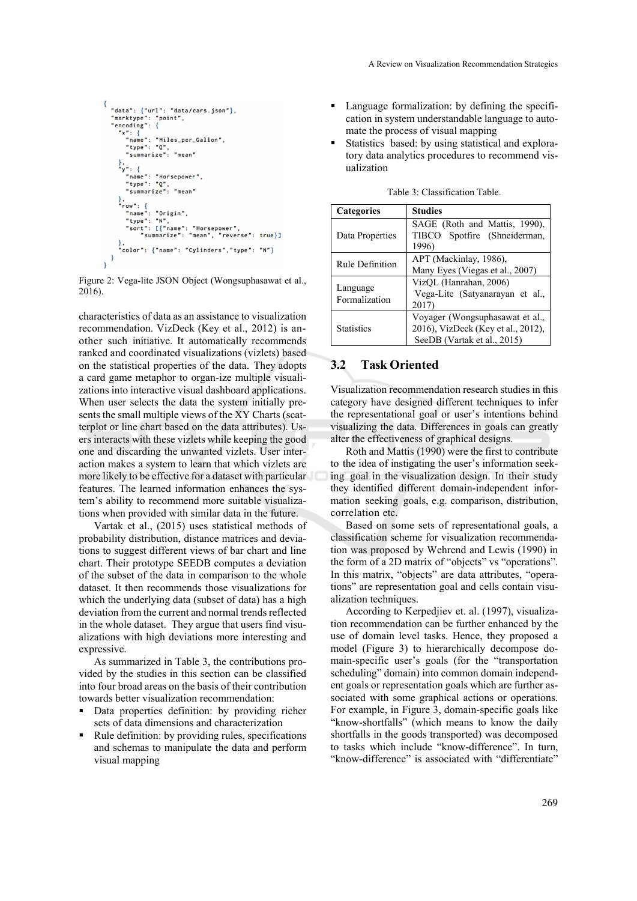```
{
  "data": {"url": "data/cars.json"},
  "marktype": "point",
  "encoding": {
    "x": {
      "name": "Miles_per_Gallon",
      "type": "Q",
      "summarize": "mean"
    },
    "y": {
      "name": "Horsepower",
      "type": "Q",
      "summarize": "mean"
    },
    "row": {
      "name": "Origin",
      "type": "N",
      "sort": [{"name": "Horsepower",
          "summarize": "mean", "reverse": true}]
    },
    "color": {"name": "Cylinders","type": "N"}
  }
}
```

Figure 2: Vega-lite JSON Object (Wongsuphasawat et al., 2016).

characteristics of data as an assistance to visualization recommendation. VizDeck (Key et al., 2012) is another such initiative. It automatically recommends ranked and coordinated visualizations (vizlets) based on the statistical properties of the data. They adopts a card game metaphor to organ-ize multiple visualizations into interactive visual dashboard applications. When user selects the data the system initially presents the small multiple views of the XY Charts (scatterplot or line chart based on the data attributes). Users interacts with these vizlets while keeping the good one and discarding the unwanted vizlets. User interaction makes a system to learn that which vizlets are more likely to be effective for a dataset with particular features. The learned information enhances the system's ability to recommend more suitable visualizations when provided with similar data in the future.

Vartak et al., (2015) uses statistical methods of probability distribution, distance matrices and deviations to suggest different views of bar chart and line chart. Their prototype SEEDB computes a deviation of the subset of the data in comparison to the whole dataset. It then recommends those visualizations for which the underlying data (subset of data) has a high deviation from the current and normal trends reflected in the whole dataset. They argue that users find visualizations with high deviations more interesting and expressive.

As summarized in Table 3, the contributions provided by the studies in this section can be classified into four broad areas on the basis of their contribution towards better visualization recommendation:

- Data properties definition: by providing richer sets of data dimensions and characterization
- Rule definition: by providing rules, specifications and schemas to manipulate the data and perform visual mapping
- Language formalization: by defining the specification in system understandable language to automate the process of visual mapping
- Statistics based: by using statistical and exploratory data analytics procedures to recommend visualization

Table 3: Classification Table.

| Categories | Studies |
|---|---|
| Data Properties | SAGE (Roth and Mattis, 1990), TIBCO Spotfire (Shneiderman, 1996) |
| Rule Definition | APT (Mackinlay, 1986), Many Eyes (Viegas et al., 2007) |
| Language Formalization | VizQL (Hanrahan, 2006) Vega-Lite (Satyanarayan et al., 2017) |
| Statistics | Voyager (Wongsuphasawat et al., 2016), VizDeck (Key et al., 2012), SeeDB (Vartak et al., 2015) |

## 3.2 Task Oriented

Visualization recommendation research studies in this category have designed different techniques to infer the representational goal or user's intentions behind visualizing the data. Differences in goals can greatly alter the effectiveness of graphical designs.

Roth and Mattis (1990) were the first to contribute to the idea of instigating the user's information seeking goal in the visualization design. In their study they identified different domain-independent information seeking goals, e.g. comparison, distribution, correlation etc.

Based on some sets of representational goals, a classification scheme for visualization recommendation was proposed by Wehrend and Lewis (1990) in the form of a 2D matrix of "objects" vs "operations". In this matrix, "objects" are data attributes, "operations" are representation goal and cells contain visualization techniques.

According to Kerpedjiev et. al. (1997), visualization recommendation can be further enhanced by the use of domain level tasks. Hence, they proposed a model (Figure 3) to hierarchically decompose domain-specific user's goals (for the "transportation scheduling" domain) into common domain independent goals or representation goals which are further associated with some graphical actions or operations. For example, in Figure 3, domain-specific goals like "know-shortfalls" (which means to know the daily shortfalls in the goods transported) was decomposed to tasks which include "know-difference". In turn, "know-difference" is associated with "differentiate"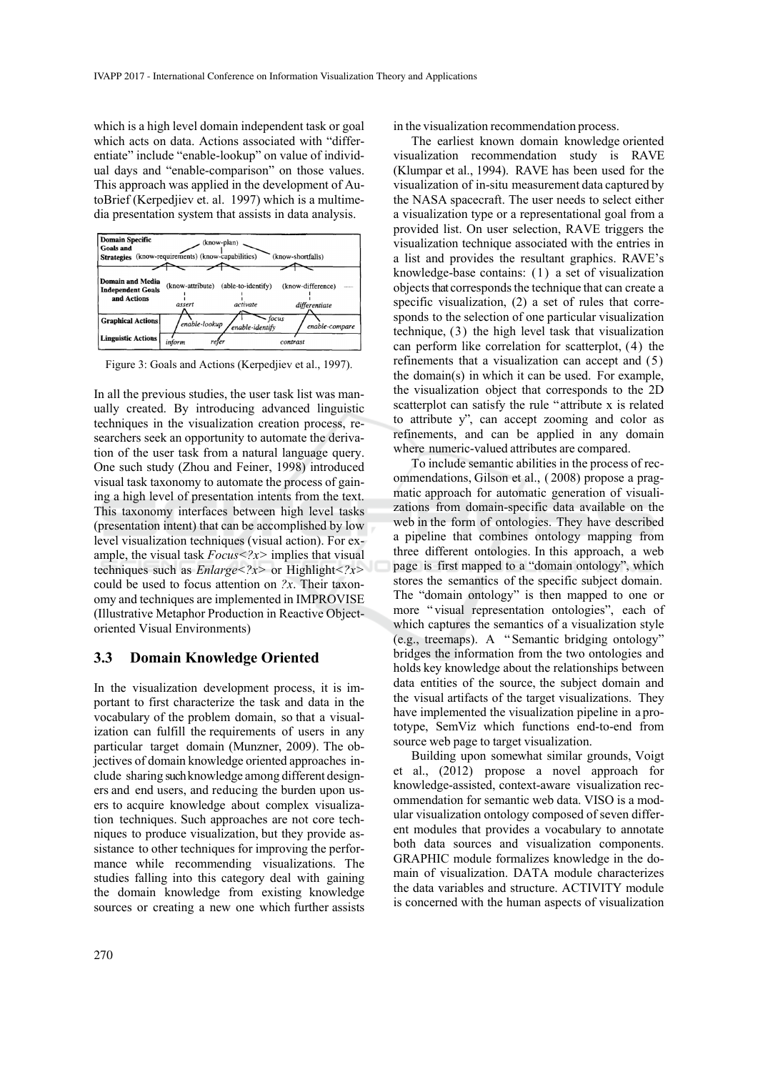which is a high level domain independent task or goal which acts on data. Actions associated with "differentiate" include "enable-lookup" on value of individual days and "enable-comparison" on those values. This approach was applied in the development of AutoBrief (Kerpedjiev et. al. 1997) which is a multimedia presentation system that assists in data analysis.

Figure 3: Goals and Actions (Kerpedjiev et al., 1997).

In all the previous studies, the user task list was manually created. By introducing advanced linguistic techniques in the visualization creation process, researchers seek an opportunity to automate the derivation of the user task from a natural language query. One such study (Zhou and Feiner, 1998) introduced visual task taxonomy to automate the process of gaining a high level of presentation intents from the text. This taxonomy interfaces between high level tasks (presentation intent) that can be accomplished by low level visualization techniques (visual action). For example, the visual task *Focus<?x>* implies that visual techniques such as *Enlarge<?x>* or Highlight*<?x>* could be used to focus attention on *?x*. Their taxonomy and techniques are implemented in IMPROVISE (Illustrative Metaphor Production in Reactive Object-oriented Visual Environments)

### 3.3 Domain Knowledge Oriented

In the visualization development process, it is important to first characterize the task and data in the vocabulary of the problem domain, so that a visualization can fulfill the requirements of users in any particular target domain (Munzner, 2009). The objectives of domain knowledge oriented approaches include sharing such knowledge among different designers and end users, and reducing the burden upon users to acquire knowledge about complex visualization techniques. Such approaches are not core techniques to produce visualization, but they provide assistance to other techniques for improving the performance while recommending visualizations. The studies falling into this category deal with gaining the domain knowledge from existing knowledge sources or creating a new one which further assists in the visualization recommendation process.

The earliest known domain knowledge oriented visualization recommendation study is RAVE (Klumpar et al., 1994). RAVE has been used for the visualization of in-situ measurement data captured by the NASA spacecraft. The user needs to select either a visualization type or a representational goal from a provided list. On user selection, RAVE triggers the visualization technique associated with the entries in a list and provides the resultant graphics. RAVE's knowledge-base contains: (1) a set of visualization objects that corresponds the technique that can create a specific visualization, (2) a set of rules that corresponds to the selection of one particular visualization technique, (3) the high level task that visualization can perform like correlation for scatterplot, (4) the refinements that a visualization can accept and (5) the domain(s) in which it can be used. For example, the visualization object that corresponds to the 2D scatterplot can satisfy the rule "attribute x is related to attribute y", can accept zooming and color as refinements, and can be applied in any domain where numeric-valued attributes are compared.

To include semantic abilities in the process of recommendations, Gilson et al., (2008) propose a pragmatic approach for automatic generation of visualizations from domain-specific data available on the web in the form of ontologies. They have described a pipeline that combines ontology mapping from three different ontologies. In this approach, a web page is first mapped to a "domain ontology", which stores the semantics of the specific subject domain. The "domain ontology" is then mapped to one or more "visual representation ontologies", each of which captures the semantics of a visualization style (e.g., treemaps). A "Semantic bridging ontology" bridges the information from the two ontologies and holds key knowledge about the relationships between data entities of the source, the subject domain and the visual artifacts of the target visualizations. They have implemented the visualization pipeline in a prototype, SemViz which functions end-to-end from source web page to target visualization.

Building upon somewhat similar grounds, Voigt et al., (2012) propose a novel approach for knowledge-assisted, context-aware visualization recommendation for semantic web data. VISO is a modular visualization ontology composed of seven different modules that provides a vocabulary to annotate both data sources and visualization components. GRAPHIC module formalizes knowledge in the domain of visualization. DATA module characterizes the data variables and structure. ACTIVITY module is concerned with the human aspects of visualization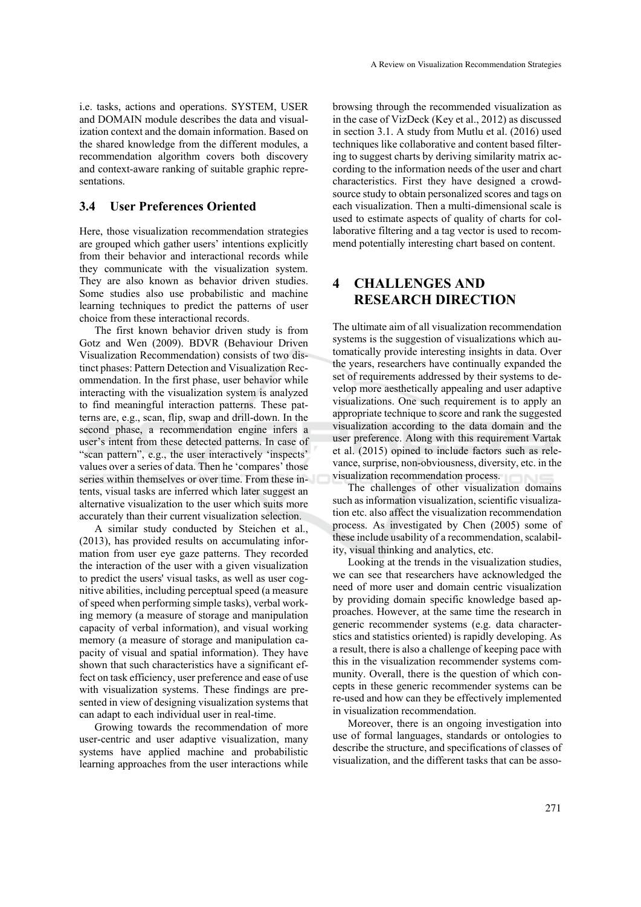i.e. tasks, actions and operations. SYSTEM, USER and DOMAIN module describes the data and visualization context and the domain information. Based on the shared knowledge from the different modules, a recommendation algorithm covers both discovery and context-aware ranking of suitable graphic representations.

### 3.4 User Preferences Oriented

Here, those visualization recommendation strategies are grouped which gather users' intentions explicitly from their behavior and interactional records while they communicate with the visualization system. They are also known as behavior driven studies. Some studies also use probabilistic and machine learning techniques to predict the patterns of user choice from these interactional records.

The first known behavior driven study is from Gotz and Wen (2009). BDVR (Behaviour Driven Visualization Recommendation) consists of two distinct phases: Pattern Detection and Visualization Recommendation. In the first phase, user behavior while interacting with the visualization system is analyzed to find meaningful interaction patterns. These patterns are, e.g., scan, flip, swap and drill-down. In the second phase, a recommendation engine infers a user's intent from these detected patterns. In case of "scan pattern", e.g., the user interactively 'inspects' values over a series of data. Then he 'compares' those series within themselves or over time. From these intents, visual tasks are inferred which later suggest an alternative visualization to the user which suits more accurately than their current visualization selection.

A similar study conducted by Steichen et al., (2013), has provided results on accumulating information from user eye gaze patterns. They recorded the interaction of the user with a given visualization to predict the users' visual tasks, as well as user cognitive abilities, including perceptual speed (a measure of speed when performing simple tasks), verbal working memory (a measure of storage and manipulation capacity of verbal information), and visual working memory (a measure of storage and manipulation capacity of visual and spatial information). They have shown that such characteristics have a significant effect on task efficiency, user preference and ease of use with visualization systems. These findings are presented in view of designing visualization systems that can adapt to each individual user in real-time.

Growing towards the recommendation of more user-centric and user adaptive visualization, many systems have applied machine and probabilistic learning approaches from the user interactions while browsing through the recommended visualization as in the case of VizDeck (Key et al., 2012) as discussed in section 3.1. A study from Mutlu et al. (2016) used techniques like collaborative and content based filtering to suggest charts by deriving similarity matrix according to the information needs of the user and chart characteristics. First they have designed a crowd-source study to obtain personalized scores and tags on each visualization. Then a multi-dimensional scale is used to estimate aspects of quality of charts for collaborative filtering and a tag vector is used to recommend potentially interesting chart based on content.

## 4 CHALLENGES AND RESEARCH DIRECTION

The ultimate aim of all visualization recommendation systems is the suggestion of visualizations which automatically provide interesting insights in data. Over the years, researchers have continually expanded the set of requirements addressed by their systems to develop more aesthetically appealing and user adaptive visualizations. One such requirement is to apply an appropriate technique to score and rank the suggested visualization according to the data domain and the user preference. Along with this requirement Vartak et al. (2015) opined to include factors such as relevance, surprise, non-obviousness, diversity, etc. in the visualization recommendation process.

The challenges of other visualization domains such as information visualization, scientific visualization etc. also affect the visualization recommendation process. As investigated by Chen (2005) some of these include usability of a recommendation, scalability, visual thinking and analytics, etc.

Looking at the trends in the visualization studies, we can see that researchers have acknowledged the need of more user and domain centric visualization by providing domain specific knowledge based approaches. However, at the same time the research in generic recommender systems (e.g. data charactersstics and statistics oriented) is rapidly developing. As a result, there is also a challenge of keeping pace with this in the visualization recommender systems community. Overall, there is the question of which concepts in these generic recommender systems can be re-used and how can they be effectively implemented in visualization recommendation.

Moreover, there is an ongoing investigation into use of formal languages, standards or ontologies to describe the structure, and specifications of classes of visualization, and the different tasks that can be asso-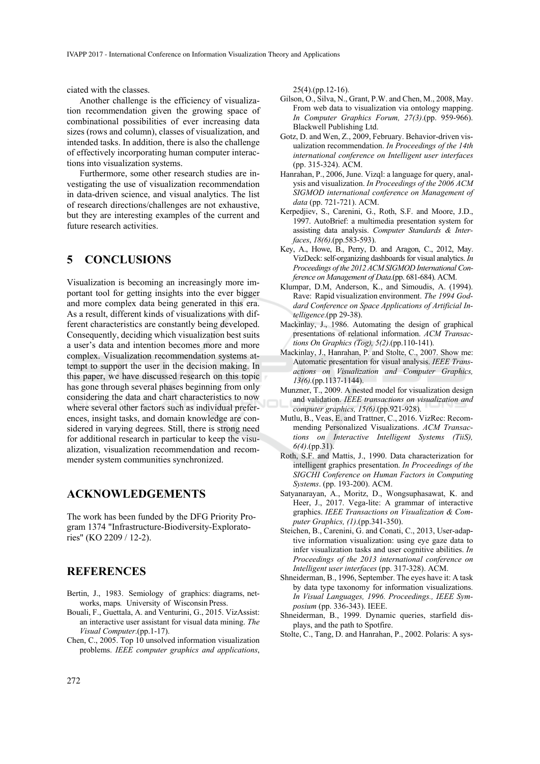ciated with the classes.

Another challenge is the efficiency of visualization recommendation given the growing space of combinational possibilities of ever increasing data sizes (rows and column), classes of visualization, and intended tasks. In addition, there is also the challenge of effectively incorporating human computer interactions into visualization systems.

Furthermore, some other research studies are investigating the use of visualization recommendation in data-driven science, and visual analytics. The list of research directions/challenges are not exhaustive, but they are interesting examples of the current and future research activities.

## 5 CONCLUSIONS

Visualization is becoming an increasingly more important tool for getting insights into the ever bigger and more complex data being generated in this era. As a result, different kinds of visualizations with different characteristics are constantly being developed. Consequently, deciding which visualization best suits a user's data and intention becomes more and more complex. Visualization recommendation systems attempt to support the user in the decision making. In this paper, we have discussed research on this topic has gone through several phases beginning from only considering the data and chart characteristics to now where several other factors such as individual preferences, insight tasks, and domain knowledge are considered in varying degrees. Still, there is strong need for additional research in particular to keep the visualization, visualization recommendation and recommender system communities synchronized.

## ACKNOWLEDGEMENTS

The work has been funded by the DFG Priority Program 1374 "Infrastructure-Biodiversity-Exploratories" (KO 2209 / 12-2).

## REFERENCES

Bertin, J., 1983. Semiology of graphics: diagrams, networks, maps. University of Wisconsin Press.

Bouali, F., Guettala, A. and Venturini, G., 2015. VizAssist: an interactive user assistant for visual data mining. *The Visual Computer*.(pp.1-17).

Chen, C., 2005. Top 10 unsolved information visualization problems. *IEEE computer graphics and applications*, 25(4).(pp.12-16).

Gilson, O., Silva, N., Grant, P.W. and Chen, M., 2008, May. From web data to visualization via ontology mapping. *In Computer Graphics Forum, 27(3)*.(pp. 959-966). Blackwell Publishing Ltd.

Gotz, D. and Wen, Z., 2009, February. Behavior-driven visualization recommendation. *In Proceedings of the 14th international conference on Intelligent user interfaces* (pp. 315-324). ACM.

Hanrahan, P., 2006, June. Vizql: a language for query, analysis and visualization. *In Proceedings of the 2006 ACM SIGMOD international conference on Management of data* (pp. 721-721). ACM.

Kerpedjiev, S., Carenini, G., Roth, S.F. and Moore, J.D., 1997. AutoBrief: a multimedia presentation system for assisting data analysis. *Computer Standards & Interfaces*, *18(6)*.(pp.583-593).

Key, A., Howe, B., Perry, D. and Aragon, C., 2012, May. VizDeck: self-organizing dashboards for visual analytics. *In Proceedings of the 2012 ACM SIGMOD International Conference on Management of Data*.(pp. 681-684). ACM.

Klumpar, D.M, Anderson, K., and Simoudis, A. (1994). Rave: Rapid visualization environment. *The 1994 Goddard Conference on Space Applications of Artificial Intelligence*.(pp 29-38).

Mackinlay, J., 1986. Automating the design of graphical presentations of relational information. *ACM Transactions On Graphics (Tog), 5(2)*.(pp.110-141).

Mackinlay, J., Hanrahan, P. and Stolte, C., 2007. Show me: Automatic presentation for visual analysis. *IEEE Transactions on Visualization and Computer Graphics, 13(6)*.(pp.1137-1144).

Munzner, T., 2009. A nested model for visualization design and validation. *IEEE transactions on visualization and computer graphics, 15(6)*.(pp.921-928).

Mutlu, B., Veas, E. and Trattner, C., 2016. VizRec: Recommending Personalized Visualizations. *ACM Transactions on Interactive Intelligent Systems (TiiS), 6(4)*.(pp.31).

Roth, S.F. and Mattis, J., 1990. Data characterization for intelligent graphics presentation. *In Proceedings of the SIGCHI Conference on Human Factors in Computing Systems*. (pp. 193-200). ACM.

Satyanarayan, A., Moritz, D., Wongsuphasawat, K. and Heer, J., 2017. Vega-lite: A grammar of interactive graphics. *IEEE Transactions on Visualization & Computer Graphics, (1)*.(pp.341-350).

Steichen, B., Carenini, G. and Conati, C., 2013, User-adaptive information visualization: using eye gaze data to infer visualization tasks and user cognitive abilities. *In Proceedings of the 2013 international conference on Intelligent user interfaces* (pp. 317-328). ACM.

Shneiderman, B., 1996, September. The eyes have it: A task by data type taxonomy for information visualizations. *In Visual Languages, 1996. Proceedings., IEEE Symposium* (pp. 336-343). IEEE.

Shneiderman, B., 1999. Dynamic queries, starfield displays, and the path to Spotfire.

Stolte, C., Tang, D. and Hanrahan, P., 2002. Polaris: A sys-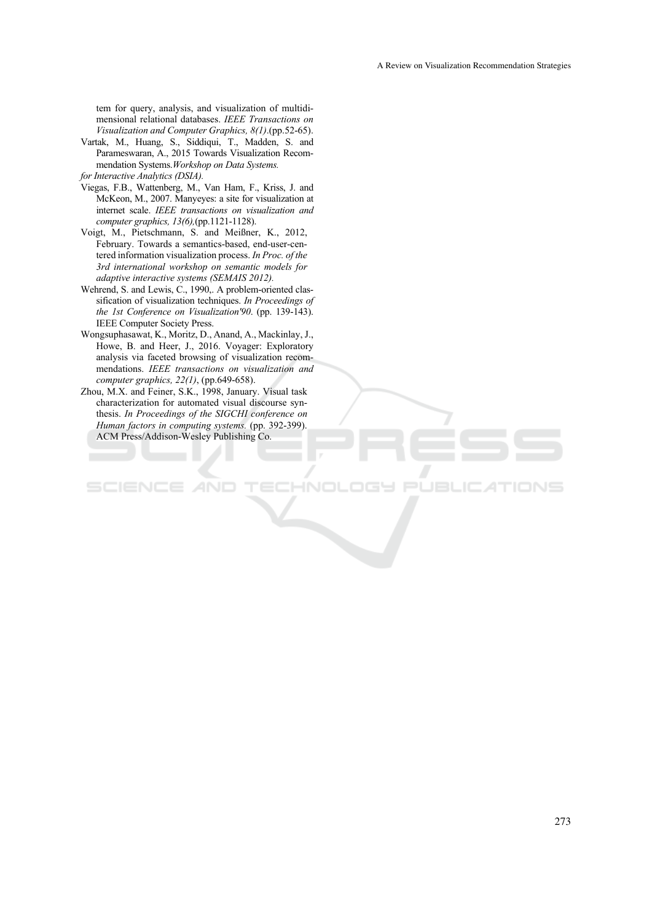tem for query, analysis, and visualization of multidimensional relational databases. *IEEE Transactions on Visualization and Computer Graphics, 8(1)*.(pp.52-65).

Vartak, M., Huang, S., Siddiqui, T., Madden, S. and Parameswaran, A., 2015 Towards Visualization Recommendation Systems.*Workshop on Data Systems. for Interactive Analytics (DSIA).*

Viegas, F.B., Wattenberg, M., Van Ham, F., Kriss, J. and McKeon, M., 2007. Manyeyes: a site for visualization at internet scale. *IEEE transactions on visualization and computer graphics, 13(6)*,(pp.1121-1128).

Voigt, M., Pietschmann, S. and Meißner, K., 2012, February. Towards a semantics-based, end-user-centered information visualization process. *In Proc. of the 3rd international workshop on semantic models for adaptive interactive systems (SEMAIS 2012).*

Wehrend, S. and Lewis, C., 1990,. A problem-oriented classification of visualization techniques. *In Proceedings of the 1st Conference on Visualization'90*. (pp. 139-143). IEEE Computer Society Press.

Wongsuphasawat, K., Moritz, D., Anand, A., Mackinlay, J., Howe, B. and Heer, J., 2016. Voyager: Exploratory analysis via faceted browsing of visualization recommendations. *IEEE transactions on visualization and computer graphics, 22(1)*, (pp.649-658).

Zhou, M.X. and Feiner, S.K., 1998, January. Visual task characterization for automated visual discourse synthesis. *In Proceedings of the SIGCHI conference on Human factors in computing systems.* (pp. 392-399). ACM Press/Addison-Wesley Publishing Co.